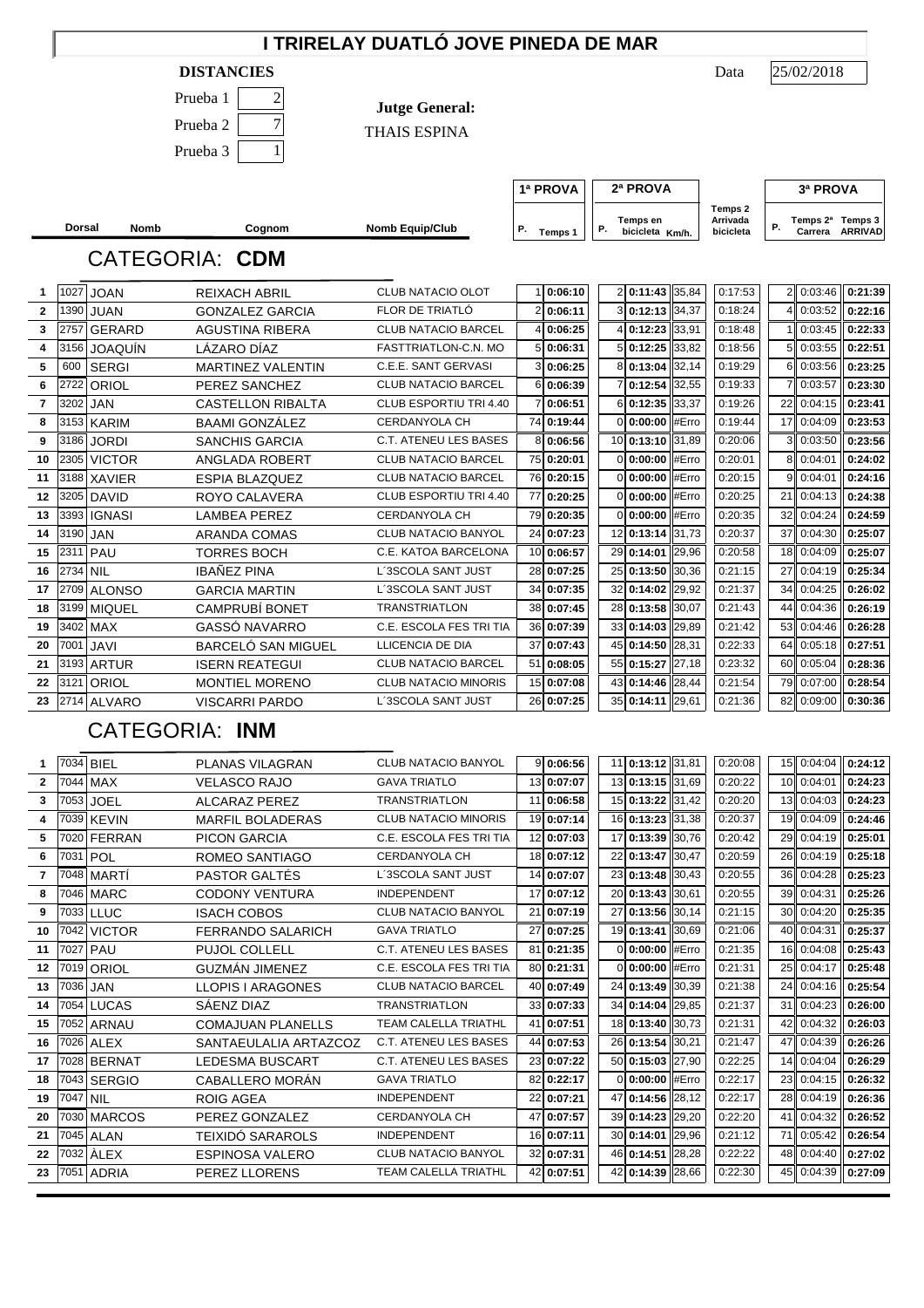# I TRIRELAY DUATLÓ JOVE PINEDA DE MAR

**DISTANCIES**

Prueba 1: 2

Prueba 2: 7

Prueba 3: 1

**Jutge General:** THAIS ESPINA

Data: 25/02/2018

## CATEGORIA: **CDM**

| | Dorsal | Nomb | Cognom | Nomb Equip/Club | 1ª PROVA P. | 1ª PROVA Temps 1 | 2ª PROVA P. | 2ª PROVA Temps en bicicleta | 2ª PROVA Km/h. | Temps 2 Arrivada bicicleta | 3ª PROVA P. | 3ª PROVA Temps 2ª Carrera | 3ª PROVA Temps 3 ARRIVAD |
|---|---|---|---|---|---|---|---|---|---|---|---|---|---|
| 1 | 1027 | JOAN | REIXACH ABRIL | CLUB NATACIO OLOT | 1 | 0:06:10 | 2 | 0:11:43 | 35,84 | 0:17:53 | 2 | 0:03:46 | 0:21:39 |
| 2 | 1390 | JUAN | GONZALEZ GARCIA | FLOR DE TRIATLÓ | 2 | 0:06:11 | 3 | 0:12:13 | 34,37 | 0:18:24 | 4 | 0:03:52 | 0:22:16 |
| 3 | 2757 | GERARD | AGUSTINA RIBERA | CLUB NATACIO BARCEL | 4 | 0:06:25 | 4 | 0:12:23 | 33,91 | 0:18:48 | 1 | 0:03:45 | 0:22:33 |
| 4 | 3156 | JOAQUÍN | LÁZARO DÍAZ | FASTTRIATLON-C.N. MO | 5 | 0:06:31 | 5 | 0:12:25 | 33,82 | 0:18:56 | 5 | 0:03:55 | 0:22:51 |
| 5 | 600 | SERGI | MARTINEZ VALENTIN | C.E.E. SANT GERVASI | 3 | 0:06:25 | 8 | 0:13:04 | 32,14 | 0:19:29 | 6 | 0:03:56 | 0:23:25 |
| 6 | 2722 | ORIOL | PEREZ SANCHEZ | CLUB NATACIO BARCEL | 6 | 0:06:39 | 7 | 0:12:54 | 32,55 | 0:19:33 | 7 | 0:03:57 | 0:23:30 |
| 7 | 3202 | JAN | CASTELLON RIBALTA | CLUB ESPORTIU TRI 4.40 | 7 | 0:06:51 | 6 | 0:12:35 | 33,37 | 0:19:26 | 22 | 0:04:15 | 0:23:41 |
| 8 | 3153 | KARIM | BAAMI GONZÁLEZ | CERDANYOLA CH | 74 | 0:19:44 | 0 | 0:00:00 | #Erro | 0:19:44 | 17 | 0:04:09 | 0:23:53 |
| 9 | 3186 | JORDI | SANCHIS GARCIA | C.T. ATENEU LES BASES | 8 | 0:06:56 | 10 | 0:13:10 | 31,89 | 0:20:06 | 3 | 0:03:50 | 0:23:56 |
| 10 | 2305 | VICTOR | ANGLADA ROBERT | CLUB NATACIO BARCEL | 75 | 0:20:01 | 0 | 0:00:00 | #Erro | 0:20:01 | 8 | 0:04:01 | 0:24:02 |
| 11 | 3188 | XAVIER | ESPIA BLAZQUEZ | CLUB NATACIO BARCEL | 76 | 0:20:15 | 0 | 0:00:00 | #Erro | 0:20:15 | 9 | 0:04:01 | 0:24:16 |
| 12 | 3205 | DAVID | ROYO CALAVERA | CLUB ESPORTIU TRI 4.40 | 77 | 0:20:25 | 0 | 0:00:00 | #Erro | 0:20:25 | 21 | 0:04:13 | 0:24:38 |
| 13 | 3393 | IGNASI | LAMBEA PEREZ | CERDANYOLA CH | 79 | 0:20:35 | 0 | 0:00:00 | #Erro | 0:20:35 | 32 | 0:04:24 | 0:24:59 |
| 14 | 3190 | JAN | ARANDA COMAS | CLUB NATACIO BANYOL | 24 | 0:07:23 | 12 | 0:13:14 | 31,73 | 0:20:37 | 37 | 0:04:30 | 0:25:07 |
| 15 | 2311 | PAU | TORRES BOCH | C.E. KATOA BARCELONA | 10 | 0:06:57 | 29 | 0:14:01 | 29,96 | 0:20:58 | 18 | 0:04:09 | 0:25:07 |
| 16 | 2734 | NIL | IBAÑEZ PINA | L´3SCOLA SANT JUST | 28 | 0:07:25 | 25 | 0:13:50 | 30,36 | 0:21:15 | 27 | 0:04:19 | 0:25:34 |
| 17 | 2709 | ALONSO | GARCIA MARTIN | L´3SCOLA SANT JUST | 34 | 0:07:35 | 32 | 0:14:02 | 29,92 | 0:21:37 | 34 | 0:04:25 | 0:26:02 |
| 18 | 3199 | MIQUEL | CAMPRUBÍ BONET | TRANSTRIATLON | 38 | 0:07:45 | 28 | 0:13:58 | 30,07 | 0:21:43 | 44 | 0:04:36 | 0:26:19 |
| 19 | 3402 | MAX | GASSÓ NAVARRO | C.E. ESCOLA FES TRI TIA | 36 | 0:07:39 | 33 | 0:14:03 | 29,89 | 0:21:42 | 53 | 0:04:46 | 0:26:28 |
| 20 | 7001 | JAVI | BARCELÓ SAN MIGUEL | LLICENCIA DE DIA | 37 | 0:07:43 | 45 | 0:14:50 | 28,31 | 0:22:33 | 64 | 0:05:18 | 0:27:51 |
| 21 | 3193 | ARTUR | ISERN REATEGUI | CLUB NATACIO BARCEL | 51 | 0:08:05 | 55 | 0:15:27 | 27,18 | 0:23:32 | 60 | 0:05:04 | 0:28:36 |
| 22 | 3121 | ORIOL | MONTIEL MORENO | CLUB NATACIO MINORIS | 15 | 0:07:08 | 43 | 0:14:46 | 28,44 | 0:21:54 | 79 | 0:07:00 | 0:28:54 |
| 23 | 2714 | ALVARO | VISCARRI PARDO | L´3SCOLA SANT JUST | 26 | 0:07:25 | 35 | 0:14:11 | 29,61 | 0:21:36 | 82 | 0:09:00 | 0:30:36 |

## CATEGORIA: **INM**

| | Dorsal | Nomb | Cognom | Nomb Equip/Club | 1ª PROVA P. | 1ª PROVA Temps 1 | 2ª PROVA P. | 2ª PROVA Temps en bicicleta | 2ª PROVA Km/h. | Temps 2 Arrivada bicicleta | 3ª PROVA P. | 3ª PROVA Temps 2ª Carrera | 3ª PROVA Temps 3 ARRIVAD |
|---|---|---|---|---|---|---|---|---|---|---|---|---|---|
| 1 | 7034 | BIEL | PLANAS VILAGRAN | CLUB NATACIO BANYOL | 9 | 0:06:56 | 11 | 0:13:12 | 31,81 | 0:20:08 | 15 | 0:04:04 | 0:24:12 |
| 2 | 7044 | MAX | VELASCO RAJO | GAVA TRIATLO | 13 | 0:07:07 | 13 | 0:13:15 | 31,69 | 0:20:22 | 10 | 0:04:01 | 0:24:23 |
| 3 | 7053 | JOEL | ALCARAZ PEREZ | TRANSTRIATLON | 11 | 0:06:58 | 15 | 0:13:22 | 31,42 | 0:20:20 | 13 | 0:04:03 | 0:24:23 |
| 4 | 7039 | KEVIN | MARFIL BOLADERAS | CLUB NATACIO MINORIS | 19 | 0:07:14 | 16 | 0:13:23 | 31,38 | 0:20:37 | 19 | 0:04:09 | 0:24:46 |
| 5 | 7020 | FERRAN | PICON GARCIA | C.E. ESCOLA FES TRI TIA | 12 | 0:07:03 | 17 | 0:13:39 | 30,76 | 0:20:42 | 29 | 0:04:19 | 0:25:01 |
| 6 | 7031 | POL | ROMEO SANTIAGO | CERDANYOLA CH | 18 | 0:07:12 | 22 | 0:13:47 | 30,47 | 0:20:59 | 26 | 0:04:19 | 0:25:18 |
| 7 | 7048 | MARTÍ | PASTOR GALTÉS | L´3SCOLA SANT JUST | 14 | 0:07:07 | 23 | 0:13:48 | 30,43 | 0:20:55 | 36 | 0:04:28 | 0:25:23 |
| 8 | 7046 | MARC | CODONY VENTURA | INDEPENDENT | 17 | 0:07:12 | 20 | 0:13:43 | 30,61 | 0:20:55 | 39 | 0:04:31 | 0:25:26 |
| 9 | 7033 | LLUC | ISACH COBOS | CLUB NATACIO BANYOL | 21 | 0:07:19 | 27 | 0:13:56 | 30,14 | 0:21:15 | 30 | 0:04:20 | 0:25:35 |
| 10 | 7042 | VICTOR | FERRANDO SALARICH | GAVA TRIATLO | 27 | 0:07:25 | 19 | 0:13:41 | 30,69 | 0:21:06 | 40 | 0:04:31 | 0:25:37 |
| 11 | 7027 | PAU | PUJOL COLLELL | C.T. ATENEU LES BASES | 81 | 0:21:35 | 0 | 0:00:00 | #Erro | 0:21:35 | 16 | 0:04:08 | 0:25:43 |
| 12 | 7019 | ORIOL | GUZMÁN JIMENEZ | C.E. ESCOLA FES TRI TIA | 80 | 0:21:31 | 0 | 0:00:00 | #Erro | 0:21:31 | 25 | 0:04:17 | 0:25:48 |
| 13 | 7036 | JAN | LLOPIS I ARAGONES | CLUB NATACIO BARCEL | 40 | 0:07:49 | 24 | 0:13:49 | 30,39 | 0:21:38 | 24 | 0:04:16 | 0:25:54 |
| 14 | 7054 | LUCAS | SÁENZ DIAZ | TRANSTRIATLON | 33 | 0:07:33 | 34 | 0:14:04 | 29,85 | 0:21:37 | 31 | 0:04:23 | 0:26:00 |
| 15 | 7052 | ARNAU | COMAJUAN PLANELLS | TEAM CALELLA TRIATHL | 41 | 0:07:51 | 18 | 0:13:40 | 30,73 | 0:21:31 | 42 | 0:04:32 | 0:26:03 |
| 16 | 7026 | ALEX | SANTAEULALIA ARTAZCOZ | C.T. ATENEU LES BASES | 44 | 0:07:53 | 26 | 0:13:54 | 30,21 | 0:21:47 | 47 | 0:04:39 | 0:26:26 |
| 17 | 7028 | BERNAT | LEDESMA BUSCART | C.T. ATENEU LES BASES | 23 | 0:07:22 | 50 | 0:15:03 | 27,90 | 0:22:25 | 14 | 0:04:04 | 0:26:29 |
| 18 | 7043 | SERGIO | CABALLERO MORÁN | GAVA TRIATLO | 82 | 0:22:17 | 0 | 0:00:00 | #Erro | 0:22:17 | 23 | 0:04:15 | 0:26:32 |
| 19 | 7047 | NIL | ROIG AGEA | INDEPENDENT | 22 | 0:07:21 | 47 | 0:14:56 | 28,12 | 0:22:17 | 28 | 0:04:19 | 0:26:36 |
| 20 | 7030 | MARCOS | PEREZ GONZALEZ | CERDANYOLA CH | 47 | 0:07:57 | 39 | 0:14:23 | 29,20 | 0:22:20 | 41 | 0:04:32 | 0:26:52 |
| 21 | 7045 | ALAN | TEIXIDÓ SARAROLS | INDEPENDENT | 16 | 0:07:11 | 30 | 0:14:01 | 29,96 | 0:21:12 | 71 | 0:05:42 | 0:26:54 |
| 22 | 7032 | ÀLEX | ESPINOSA VALERO | CLUB NATACIO BANYOL | 32 | 0:07:31 | 46 | 0:14:51 | 28,28 | 0:22:22 | 48 | 0:04:40 | 0:27:02 |
| 23 | 7051 | ADRIA | PEREZ LLORENS | TEAM CALELLA TRIATHL | 42 | 0:07:51 | 42 | 0:14:39 | 28,66 | 0:22:30 | 45 | 0:04:39 | 0:27:09 |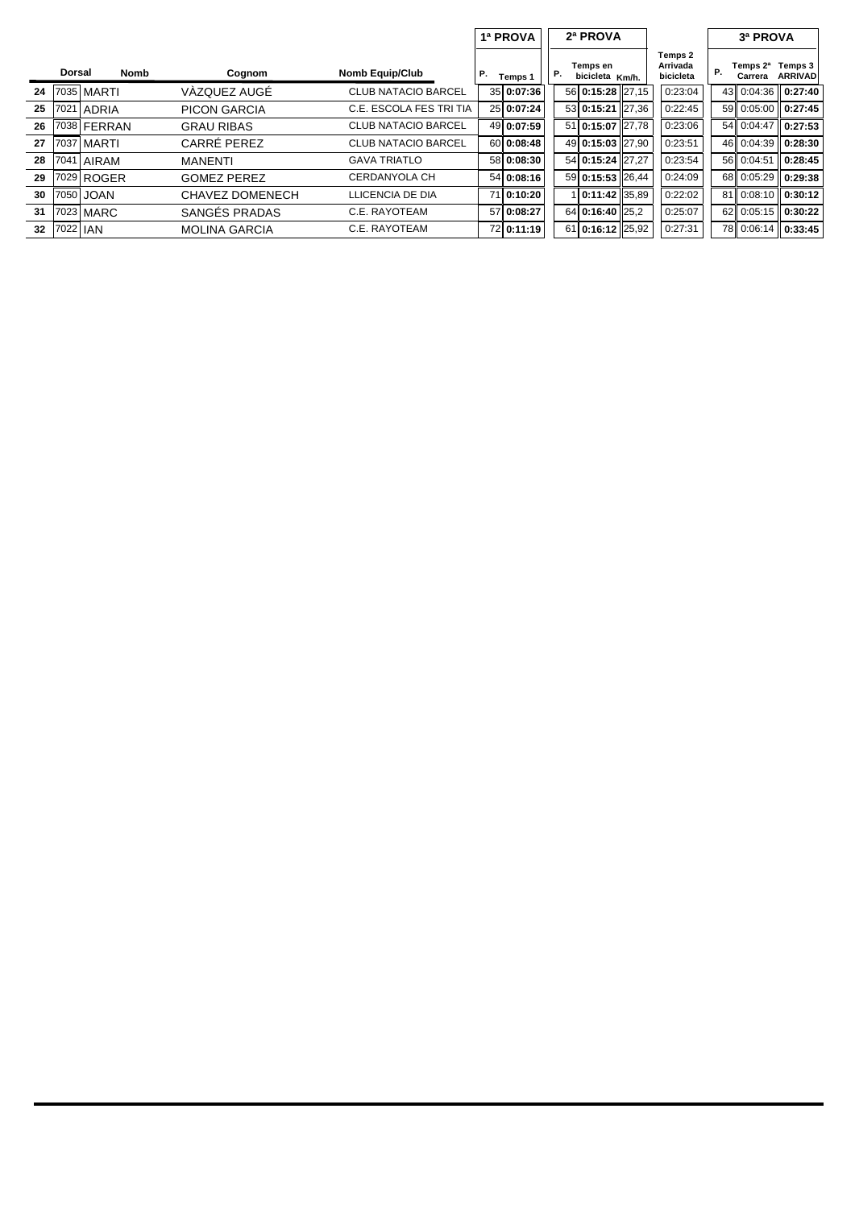| | Dorsal | Nomb | Cognom | Nomb Equip/Club | 1ª PROVA | | 2ª PROVA | | | Temps 2 Arrivada bicicleta | 3ª PROVA | | |
|---|---|---|---|---|---|---|---|---|---|---|---|---|---|
| | | | | | P. | Temps 1 | P. | Temps en bicicleta | Km/h. | | P. | Temps 2ª Carrera | Temps 3 ARRIVAD |
| 24 | 7035 | MARTI | VÀZQUEZ AUGÉ | CLUB NATACIO BARCEL | 35 | **0:07:36** | 56 | **0:15:28** | 27,15 | 0:23:04 | 43 | 0:04:36 | **0:27:40** |
| 25 | 7021 | ADRIA | PICON GARCIA | C.E. ESCOLA FES TRI TIA | 25 | **0:07:24** | 53 | **0:15:21** | 27,36 | 0:22:45 | 59 | 0:05:00 | **0:27:45** |
| 26 | 7038 | FERRAN | GRAU RIBAS | CLUB NATACIO BARCEL | 49 | **0:07:59** | 51 | **0:15:07** | 27,78 | 0:23:06 | 54 | 0:04:47 | **0:27:53** |
| 27 | 7037 | MARTI | CARRÉ PEREZ | CLUB NATACIO BARCEL | 60 | **0:08:48** | 49 | **0:15:03** | 27,90 | 0:23:51 | 46 | 0:04:39 | **0:28:30** |
| 28 | 7041 | AIRAM | MANENTI | GAVA TRIATLO | 58 | **0:08:30** | 54 | **0:15:24** | 27,27 | 0:23:54 | 56 | 0:04:51 | **0:28:45** |
| 29 | 7029 | ROGER | GOMEZ PEREZ | CERDANYOLA CH | 54 | **0:08:16** | 59 | **0:15:53** | 26,44 | 0:24:09 | 68 | 0:05:29 | **0:29:38** |
| 30 | 7050 | JOAN | CHAVEZ DOMENECH | LLICENCIA DE DIA | 71 | **0:10:20** | 1 | **0:11:42** | 35,89 | 0:22:02 | 81 | 0:08:10 | **0:30:12** |
| 31 | 7023 | MARC | SANGÉS PRADAS | C.E. RAYOTEAM | 57 | **0:08:27** | 64 | **0:16:40** | 25,2 | 0:25:07 | 62 | 0:05:15 | **0:30:22** |
| 32 | 7022 | IAN | MOLINA GARCIA | C.E. RAYOTEAM | 72 | **0:11:19** | 61 | **0:16:12** | 25,92 | 0:27:31 | 78 | 0:06:14 | **0:33:45** |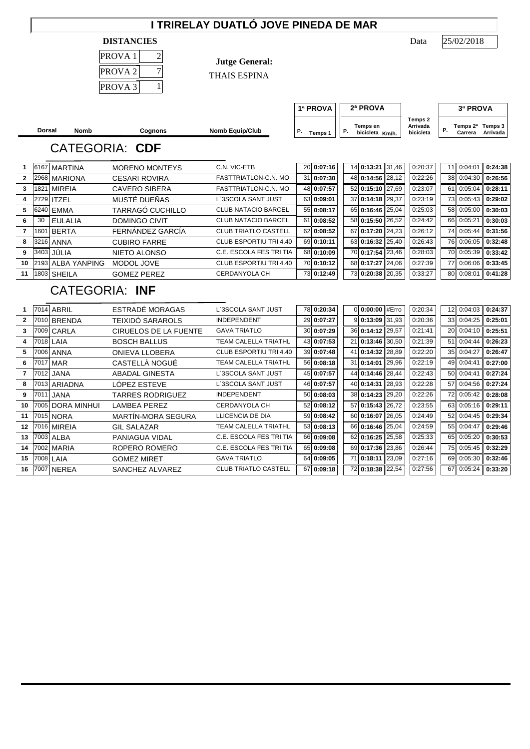# I TRIRELAY DUATLÓ JOVE PINEDA DE MAR

**DISTANCIES**

| | |
|---|---|
| PROVA 1 | 2 |
| PROVA 2 | 7 |
| PROVA 3 | 1 |

**Jutge General:**
THAIS ESPINA

Data 25/02/2018

## CATEGORIA: **CDF**

| | Dorsal | Nomb | Cognons | Nomb Equip/Club | 1ª PROVA P. | 1ª PROVA Temps 1 | 2ª PROVA P. | 2ª PROVA Temps en bicicleta | Km/h. | Temps 2 Arrivada bicicleta | 3ª PROVA P. | Temps 2ª Carrera | Temps 3 Arrivada |
|---|---|---|---|---|---|---|---|---|---|---|---|---|---|
| 1 | 6167 | MARTINA | MORENO MONTEYS | C.N. VIC-ETB | 20 | 0:07:16 | 14 | 0:13:21 | 31,46 | 0:20:37 | 11 | 0:04:01 | 0:24:38 |
| 2 | 2968 | MARIONA | CESARI ROVIRA | FASTTRIATLON-C.N. MO | 31 | 0:07:30 | 48 | 0:14:56 | 28,12 | 0:22:26 | 38 | 0:04:30 | 0:26:56 |
| 3 | 1821 | MIREIA | CAVERO SIBERA | FASTTRIATLON-C.N. MO | 48 | 0:07:57 | 52 | 0:15:10 | 27,69 | 0:23:07 | 61 | 0:05:04 | 0:28:11 |
| 4 | 2729 | ITZEL | MUSTÉ DUEÑAS | L´3SCOLA SANT JUST | 63 | 0:09:01 | 37 | 0:14:18 | 29,37 | 0:23:19 | 73 | 0:05:43 | 0:29:02 |
| 5 | 6240 | EMMA | TARRAGÓ CUCHILLO | CLUB NATACIO BARCEL | 55 | 0:08:17 | 65 | 0:16:46 | 25,04 | 0:25:03 | 58 | 0:05:00 | 0:30:03 |
| 6 | 30 | EULALIA | DOMINGO CIVIT | CLUB NATACIO BARCEL | 61 | 0:08:52 | 58 | 0:15:50 | 26,52 | 0:24:42 | 66 | 0:05:21 | 0:30:03 |
| 7 | 1601 | BERTA | FERNÁNDEZ GARCÍA | CLUB TRIATLO CASTELL | 62 | 0:08:52 | 67 | 0:17:20 | 24,23 | 0:26:12 | 74 | 0:05:44 | 0:31:56 |
| 8 | 3216 | ANNA | CUBIRO FARRE | CLUB ESPORTIU TRI 4.40 | 69 | 0:10:11 | 63 | 0:16:32 | 25,40 | 0:26:43 | 76 | 0:06:05 | 0:32:48 |
| 9 | 3403 | JÚLIA | NIETO ALONSO | C.E. ESCOLA FES TRI TIA | 68 | 0:10:09 | 70 | 0:17:54 | 23,46 | 0:28:03 | 70 | 0:05:39 | 0:33:42 |
| 10 | 2193 | ALBA YANPING | MODOL JOVE | CLUB ESPORTIU TRI 4.40 | 70 | 0:10:12 | 68 | 0:17:27 | 24,06 | 0:27:39 | 77 | 0:06:06 | 0:33:45 |
| 11 | 1803 | SHEILA | GOMEZ PEREZ | CERDANYOLA CH | 73 | 0:12:49 | 73 | 0:20:38 | 20,35 | 0:33:27 | 80 | 0:08:01 | 0:41:28 |

## CATEGORIA: **INF**

| | Dorsal | Nomb | Cognons | Nomb Equip/Club | 1ª PROVA P. | 1ª PROVA Temps 1 | 2ª PROVA P. | 2ª PROVA Temps en bicicleta | Km/h. | Temps 2 Arrivada bicicleta | 3ª PROVA P. | Temps 2ª Carrera | Temps 3 Arrivada |
|---|---|---|---|---|---|---|---|---|---|---|---|---|---|
| 1 | 7014 | ABRIL | ESTRADÉ MORAGAS | L´3SCOLA SANT JUST | 78 | 0:20:34 | 0 | 0:00:00 | #Erro | 0:20:34 | 12 | 0:04:03 | 0:24:37 |
| 2 | 7010 | BRENDA | TEIXIDÓ SARAROLS | INDEPENDENT | 29 | 0:07:27 | 9 | 0:13:09 | 31,93 | 0:20:36 | 33 | 0:04:25 | 0:25:01 |
| 3 | 7009 | CARLA | CIRUELOS DE LA FUENTE | GAVA TRIATLO | 30 | 0:07:29 | 36 | 0:14:12 | 29,57 | 0:21:41 | 20 | 0:04:10 | 0:25:51 |
| 4 | 7018 | LAIA | BOSCH BALLUS | TEAM CALELLA TRIATHL | 43 | 0:07:53 | 21 | 0:13:46 | 30,50 | 0:21:39 | 51 | 0:04:44 | 0:26:23 |
| 5 | 7006 | ANNA | ONIEVA LLOBERA | CLUB ESPORTIU TRI 4.40 | 39 | 0:07:48 | 41 | 0:14:32 | 28,89 | 0:22:20 | 35 | 0:04:27 | 0:26:47 |
| 6 | 7017 | MAR | CASTELLÀ NOGUÉ | TEAM CALELLA TRIATHL | 56 | 0:08:18 | 31 | 0:14:01 | 29,96 | 0:22:19 | 49 | 0:04:41 | 0:27:00 |
| 7 | 7012 | JANA | ABADAL GINESTA | L´3SCOLA SANT JUST | 45 | 0:07:57 | 44 | 0:14:46 | 28,44 | 0:22:43 | 50 | 0:04:41 | 0:27:24 |
| 8 | 7013 | ARIADNA | LÓPEZ ESTEVE | L´3SCOLA SANT JUST | 46 | 0:07:57 | 40 | 0:14:31 | 28,93 | 0:22:28 | 57 | 0:04:56 | 0:27:24 |
| 9 | 7011 | JANA | TARRES RODRIGUEZ | INDEPENDENT | 50 | 0:08:03 | 38 | 0:14:23 | 29,20 | 0:22:26 | 72 | 0:05:42 | 0:28:08 |
| 10 | 7005 | DORA MINHUI | LAMBEA PEREZ | CERDANYOLA CH | 52 | 0:08:12 | 57 | 0:15:43 | 26,72 | 0:23:55 | 63 | 0:05:16 | 0:29:11 |
| 11 | 7015 | NORA | MARTÍN-MORA SEGURA | LLICENCIA DE DIA | 59 | 0:08:42 | 60 | 0:16:07 | 26,05 | 0:24:49 | 52 | 0:04:45 | 0:29:34 |
| 12 | 7016 | MIREIA | GIL SALAZAR | TEAM CALELLA TRIATHL | 53 | 0:08:13 | 66 | 0:16:46 | 25,04 | 0:24:59 | 55 | 0:04:47 | 0:29:46 |
| 13 | 7003 | ALBA | PANIAGUA VIDAL | C.E. ESCOLA FES TRI TIA | 66 | 0:09:08 | 62 | 0:16:25 | 25,58 | 0:25:33 | 65 | 0:05:20 | 0:30:53 |
| 14 | 7002 | MARIA | ROPERO ROMERO | C.E. ESCOLA FES TRI TIA | 65 | 0:09:08 | 69 | 0:17:36 | 23,86 | 0:26:44 | 75 | 0:05:45 | 0:32:29 |
| 15 | 7008 | LAIA | GOMEZ MIRET | GAVA TRIATLO | 64 | 0:09:05 | 71 | 0:18:11 | 23,09 | 0:27:16 | 69 | 0:05:30 | 0:32:46 |
| 16 | 7007 | NEREA | SANCHEZ ALVAREZ | CLUB TRIATLO CASTELL | 67 | 0:09:18 | 72 | 0:18:38 | 22,54 | 0:27:56 | 67 | 0:05:24 | 0:33:20 |